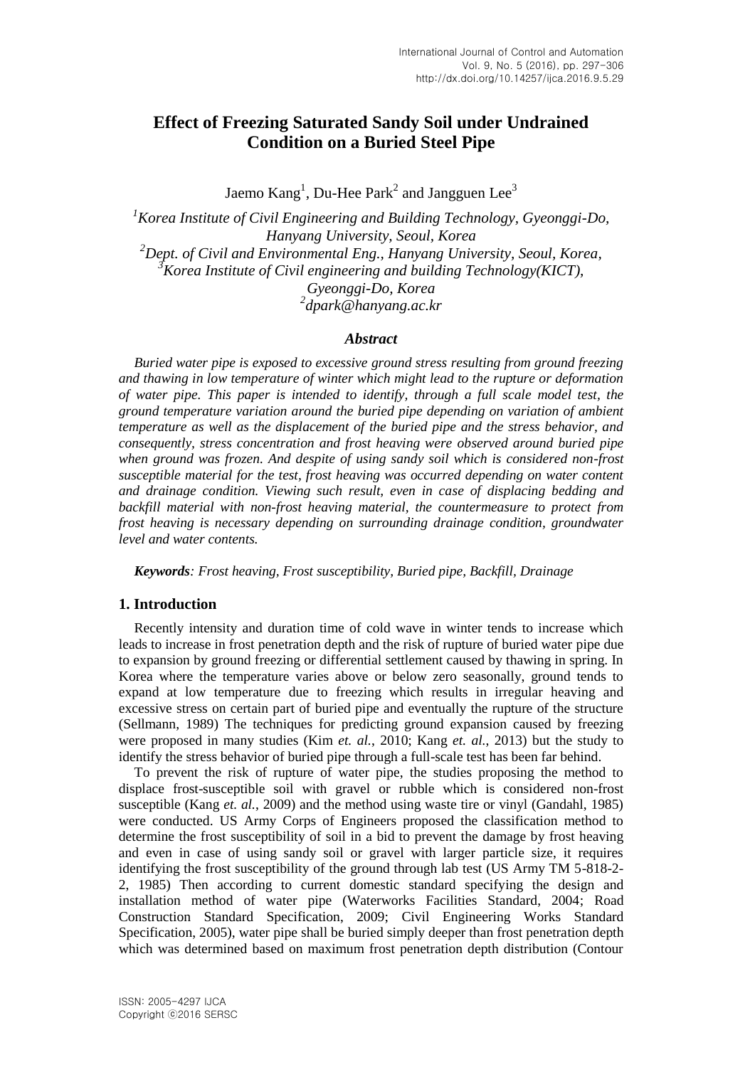# Effect of Freezing Saturated Sandy Soil under Undrained Condition on a Buried Steel Pipe

Jaemo Kang[1], Du-Hee Park[2] and Jangguen Lee[3]

[1]*Korea Institute of Civil Engineering and Building Technology, Gyeonggi-Do, Hanyang University, Seoul, Korea*
[2]*Dept. of Civil and Environmental Eng., Hanyang University, Seoul, Korea,*
[3]*Korea Institute of Civil engineering and building Technology(KICT), Gyeonggi-Do, Korea*
[2]*dpark@hanyang.ac.kr*

### *Abstract*

*Buried water pipe is exposed to excessive ground stress resulting from ground freezing and thawing in low temperature of winter which might lead to the rupture or deformation of water pipe. This paper is intended to identify, through a full scale model test, the ground temperature variation around the buried pipe depending on variation of ambient temperature as well as the displacement of the buried pipe and the stress behavior, and consequently, stress concentration and frost heaving were observed around buried pipe when ground was frozen. And despite of using sandy soil which is considered non-frost susceptible material for the test, frost heaving was occurred depending on water content and drainage condition. Viewing such result, even in case of displacing bedding and backfill material with non-frost heaving material, the countermeasure to protect from frost heaving is necessary depending on surrounding drainage condition, groundwater level and water contents.*

***Keywords****: Frost heaving, Frost susceptibility, Buried pipe, Backfill, Drainage*

## 1. Introduction

Recently intensity and duration time of cold wave in winter tends to increase which leads to increase in frost penetration depth and the risk of rupture of buried water pipe due to expansion by ground freezing or differential settlement caused by thawing in spring. In Korea where the temperature varies above or below zero seasonally, ground tends to expand at low temperature due to freezing which results in irregular heaving and excessive stress on certain part of buried pipe and eventually the rupture of the structure (Sellmann, 1989) The techniques for predicting ground expansion caused by freezing were proposed in many studies (Kim *et. al.*, 2010; Kang *et. al.*, 2013) but the study to identify the stress behavior of buried pipe through a full-scale test has been far behind.

To prevent the risk of rupture of water pipe, the studies proposing the method to displace frost-susceptible soil with gravel or rubble which is considered non-frost susceptible (Kang *et. al.*, 2009) and the method using waste tire or vinyl (Gandahl, 1985) were conducted. US Army Corps of Engineers proposed the classification method to determine the frost susceptibility of soil in a bid to prevent the damage by frost heaving and even in case of using sandy soil or gravel with larger particle size, it requires identifying the frost susceptibility of the ground through lab test (US Army TM 5-818-2-2, 1985) Then according to current domestic standard specifying the design and installation method of water pipe (Waterworks Facilities Standard, 2004; Road Construction Standard Specification, 2009; Civil Engineering Works Standard Specification, 2005), water pipe shall be buried simply deeper than frost penetration depth which was determined based on maximum frost penetration depth distribution (Contour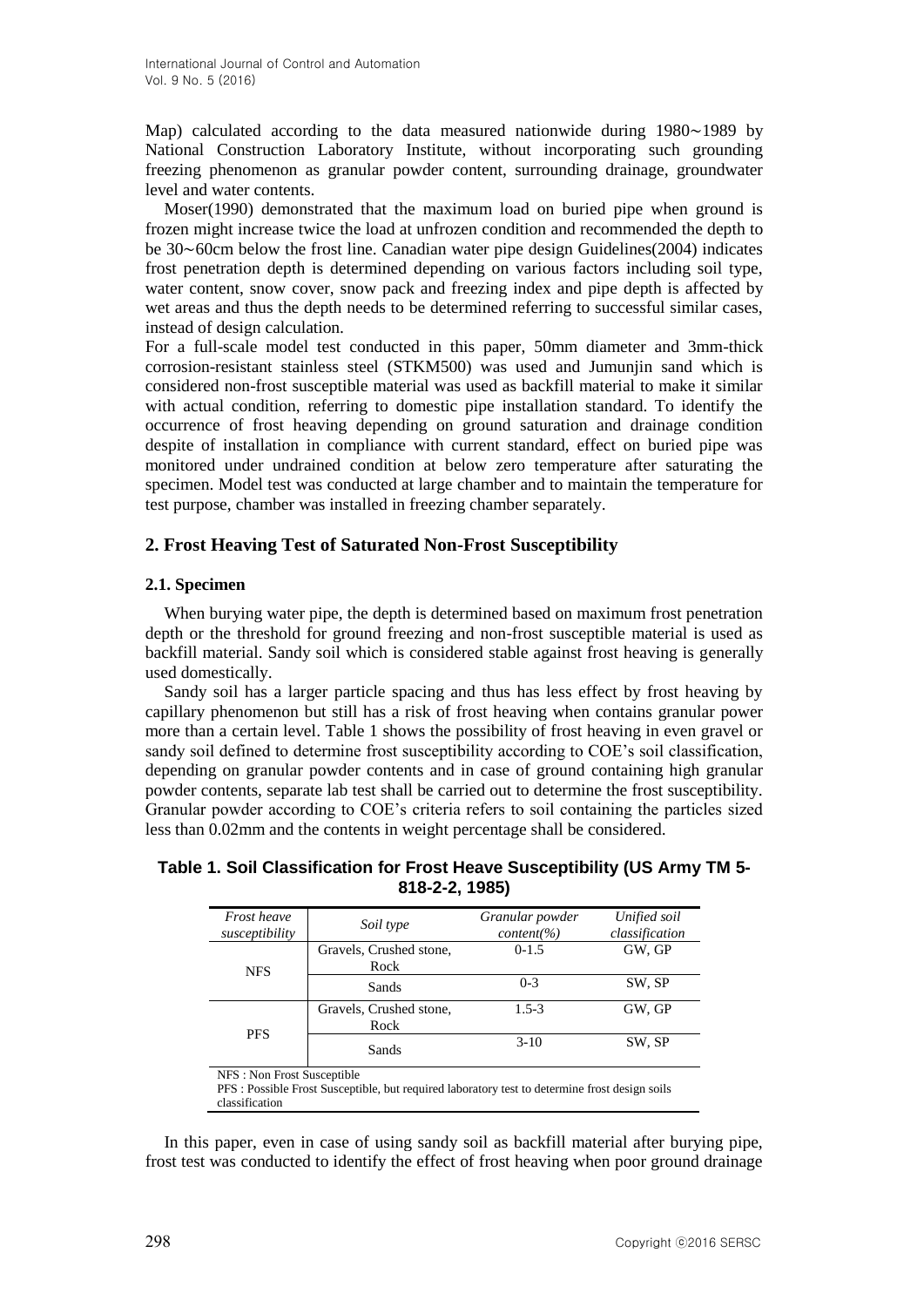Map) calculated according to the data measured nationwide during 1980∼1989 by National Construction Laboratory Institute, without incorporating such grounding freezing phenomenon as granular powder content, surrounding drainage, groundwater level and water contents.

Moser(1990) demonstrated that the maximum load on buried pipe when ground is frozen might increase twice the load at unfrozen condition and recommended the depth to be 30∼60cm below the frost line. Canadian water pipe design Guidelines(2004) indicates frost penetration depth is determined depending on various factors including soil type, water content, snow cover, snow pack and freezing index and pipe depth is affected by wet areas and thus the depth needs to be determined referring to successful similar cases, instead of design calculation.

For a full-scale model test conducted in this paper, 50mm diameter and 3mm-thick corrosion-resistant stainless steel (STKM500) was used and Jumunjin sand which is considered non-frost susceptible material was used as backfill material to make it similar with actual condition, referring to domestic pipe installation standard. To identify the occurrence of frost heaving depending on ground saturation and drainage condition despite of installation in compliance with current standard, effect on buried pipe was monitored under undrained condition at below zero temperature after saturating the specimen. Model test was conducted at large chamber and to maintain the temperature for test purpose, chamber was installed in freezing chamber separately.

## 2. Frost Heaving Test of Saturated Non-Frost Susceptibility

### 2.1. Specimen

When burying water pipe, the depth is determined based on maximum frost penetration depth or the threshold for ground freezing and non-frost susceptible material is used as backfill material. Sandy soil which is considered stable against frost heaving is generally used domestically.

Sandy soil has a larger particle spacing and thus has less effect by frost heaving by capillary phenomenon but still has a risk of frost heaving when contains granular power more than a certain level. Table 1 shows the possibility of frost heaving in even gravel or sandy soil defined to determine frost susceptibility according to COE's soil classification, depending on granular powder contents and in case of ground containing high granular powder contents, separate lab test shall be carried out to determine the frost susceptibility. Granular powder according to COE's criteria refers to soil containing the particles sized less than 0.02mm and the contents in weight percentage shall be considered.

**Table 1. Soil Classification for Frost Heave Susceptibility (US Army TM 5-818-2-2, 1985)**

| *Frost heave susceptibility* | *Soil type* | *Granular powder content(%)* | *Unified soil classification* |
|---|---|---|---|
| NFS | Gravels, Crushed stone, Rock | 0-1.5 | GW, GP |
| | Sands | 0-3 | SW, SP |
| PFS | Gravels, Crushed stone, Rock | 1.5-3 | GW, GP |
| | Sands | 3-10 | SW, SP |

NFS : Non Frost Susceptible
PFS : Possible Frost Susceptible, but required laboratory test to determine frost design soils classification

In this paper, even in case of using sandy soil as backfill material after burying pipe, frost test was conducted to identify the effect of frost heaving when poor ground drainage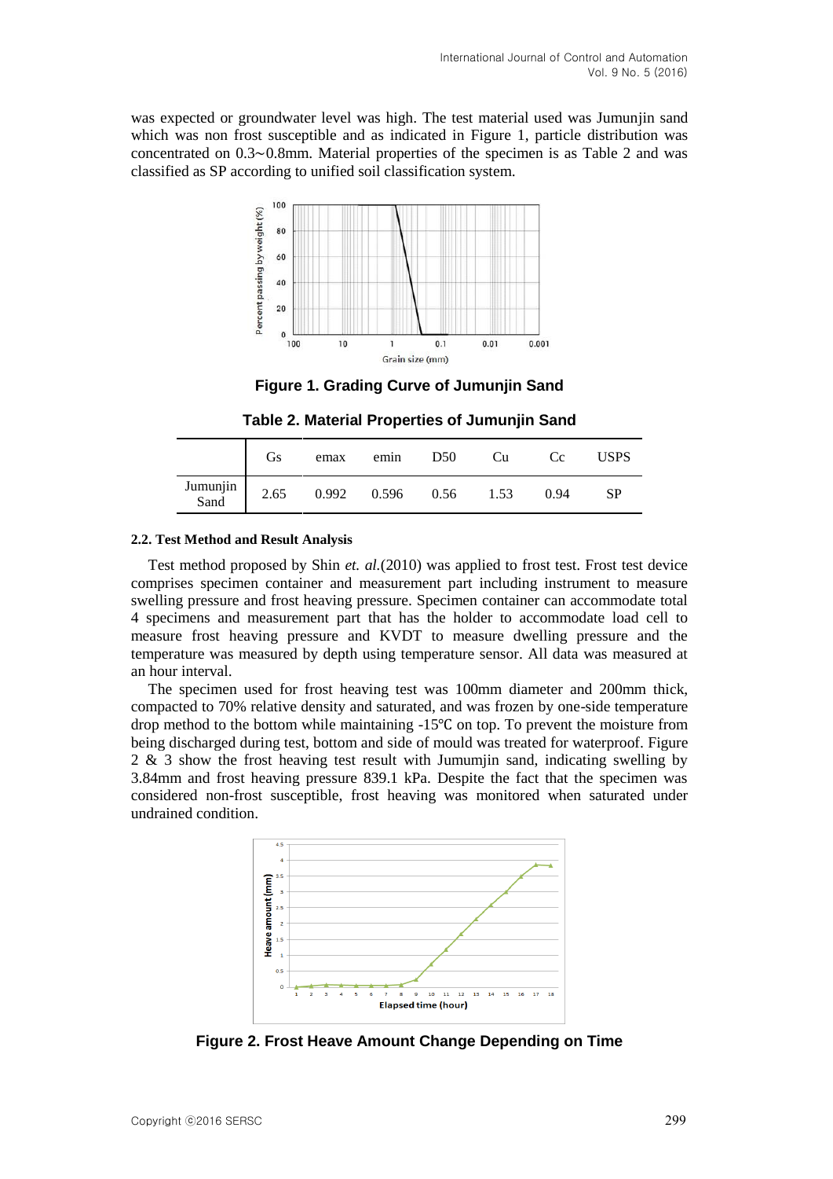was expected or groundwater level was high. The test material used was Jumunjin sand which was non frost susceptible and as indicated in Figure 1, particle distribution was concentrated on 0.3~0.8mm. Material properties of the specimen is as Table 2 and was classified as SP according to unified soil classification system.

**Figure 1. Grading Curve of Jumunjin Sand**

**Table 2. Material Properties of Jumunjin Sand**

| | Gs | emax | emin | D50 | Cu | Cc | USPS |
|---|---|---|---|---|---|---|---|
| Jumunjin Sand | 2.65 | 0.992 | 0.596 | 0.56 | 1.53 | 0.94 | SP |

### 2.2. Test Method and Result Analysis

Test method proposed by Shin *et. al.*(2010) was applied to frost test. Frost test device comprises specimen container and measurement part including instrument to measure swelling pressure and frost heaving pressure. Specimen container can accommodate total 4 specimens and measurement part that has the holder to accommodate load cell to measure frost heaving pressure and KVDT to measure dwelling pressure and the temperature was measured by depth using temperature sensor. All data was measured at an hour interval.

The specimen used for frost heaving test was 100mm diameter and 200mm thick, compacted to 70% relative density and saturated, and was frozen by one-side temperature drop method to the bottom while maintaining -15℃ on top. To prevent the moisture from being discharged during test, bottom and side of mould was treated for waterproof. Figure 2 & 3 show the frost heaving test result with Jumumjin sand, indicating swelling by 3.84mm and frost heaving pressure 839.1 kPa. Despite the fact that the specimen was considered non-frost susceptible, frost heaving was monitored when saturated under undrained condition.

**Figure 2. Frost Heave Amount Change Depending on Time**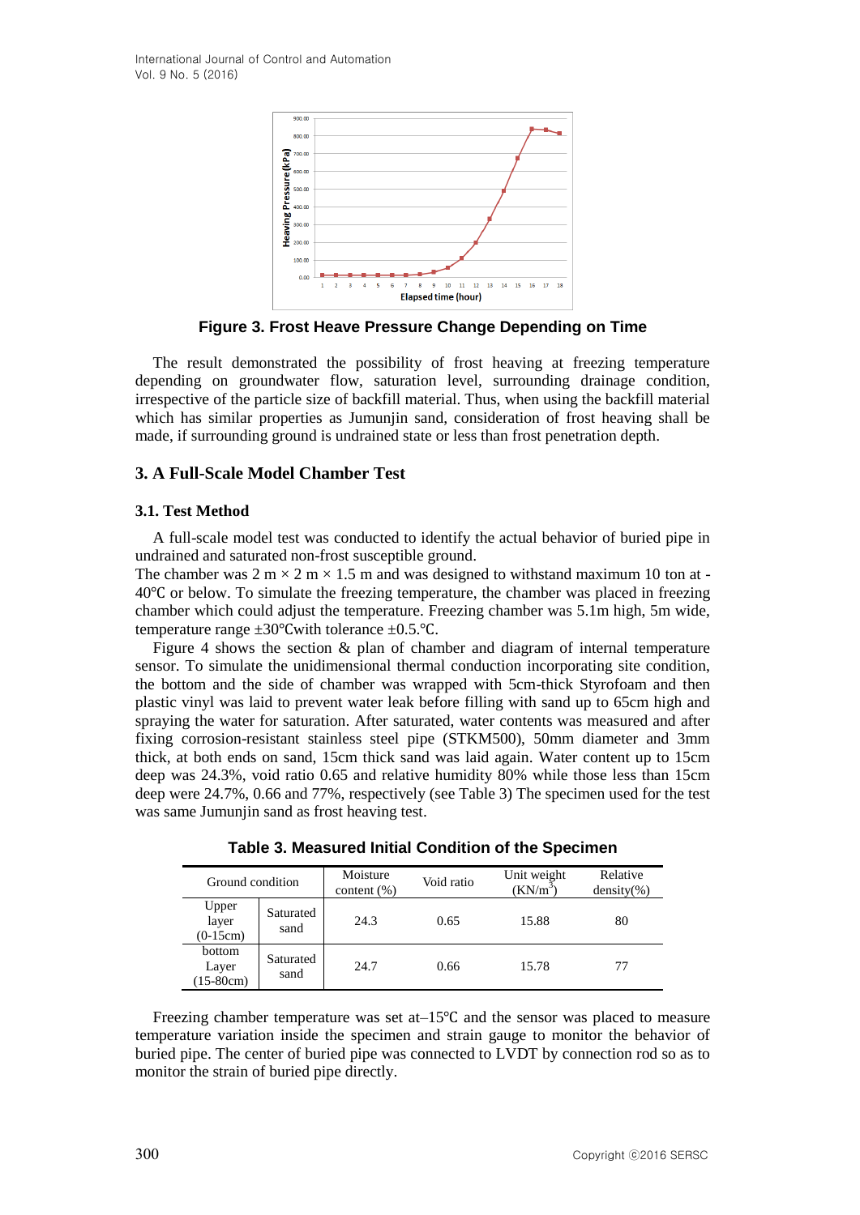**Figure 3. Frost Heave Pressure Change Depending on Time**

The result demonstrated the possibility of frost heaving at freezing temperature depending on groundwater flow, saturation level, surrounding drainage condition, irrespective of the particle size of backfill material. Thus, when using the backfill material which has similar properties as Jumunjin sand, consideration of frost heaving shall be made, if surrounding ground is undrained state or less than frost penetration depth.

## 3. A Full-Scale Model Chamber Test

### 3.1. Test Method

A full-scale model test was conducted to identify the actual behavior of buried pipe in undrained and saturated non-frost susceptible ground.

The chamber was 2 m × 2 m × 1.5 m and was designed to withstand maximum 10 ton at -40℃ or below. To simulate the freezing temperature, the chamber was placed in freezing chamber which could adjust the temperature. Freezing chamber was 5.1m high, 5m wide, temperature range ±30℃with tolerance ±0.5.℃.

Figure 4 shows the section & plan of chamber and diagram of internal temperature sensor. To simulate the unidimensional thermal conduction incorporating site condition, the bottom and the side of chamber was wrapped with 5cm-thick Styrofoam and then plastic vinyl was laid to prevent water leak before filling with sand up to 65cm high and spraying the water for saturation. After saturated, water contents was measured and after fixing corrosion-resistant stainless steel pipe (STKM500), 50mm diameter and 3mm thick, at both ends on sand, 15cm thick sand was laid again. Water content up to 15cm deep was 24.3%, void ratio 0.65 and relative humidity 80% while those less than 15cm deep were 24.7%, 0.66 and 77%, respectively (see Table 3) The specimen used for the test was same Jumunjin sand as frost heaving test.

**Table 3. Measured Initial Condition of the Specimen**

| Ground condition | | Moisture content (%) | Void ratio | Unit weight (KN/m$^3$) | Relative density(%) |
|---|---|---|---|---|---|
| Upper layer (0-15cm) | Saturated sand | 24.3 | 0.65 | 15.88 | 80 |
| bottom Layer (15-80cm) | Saturated sand | 24.7 | 0.66 | 15.78 | 77 |

Freezing chamber temperature was set at–15℃ and the sensor was placed to measure temperature variation inside the specimen and strain gauge to monitor the behavior of buried pipe. The center of buried pipe was connected to LVDT by connection rod so as to monitor the strain of buried pipe directly.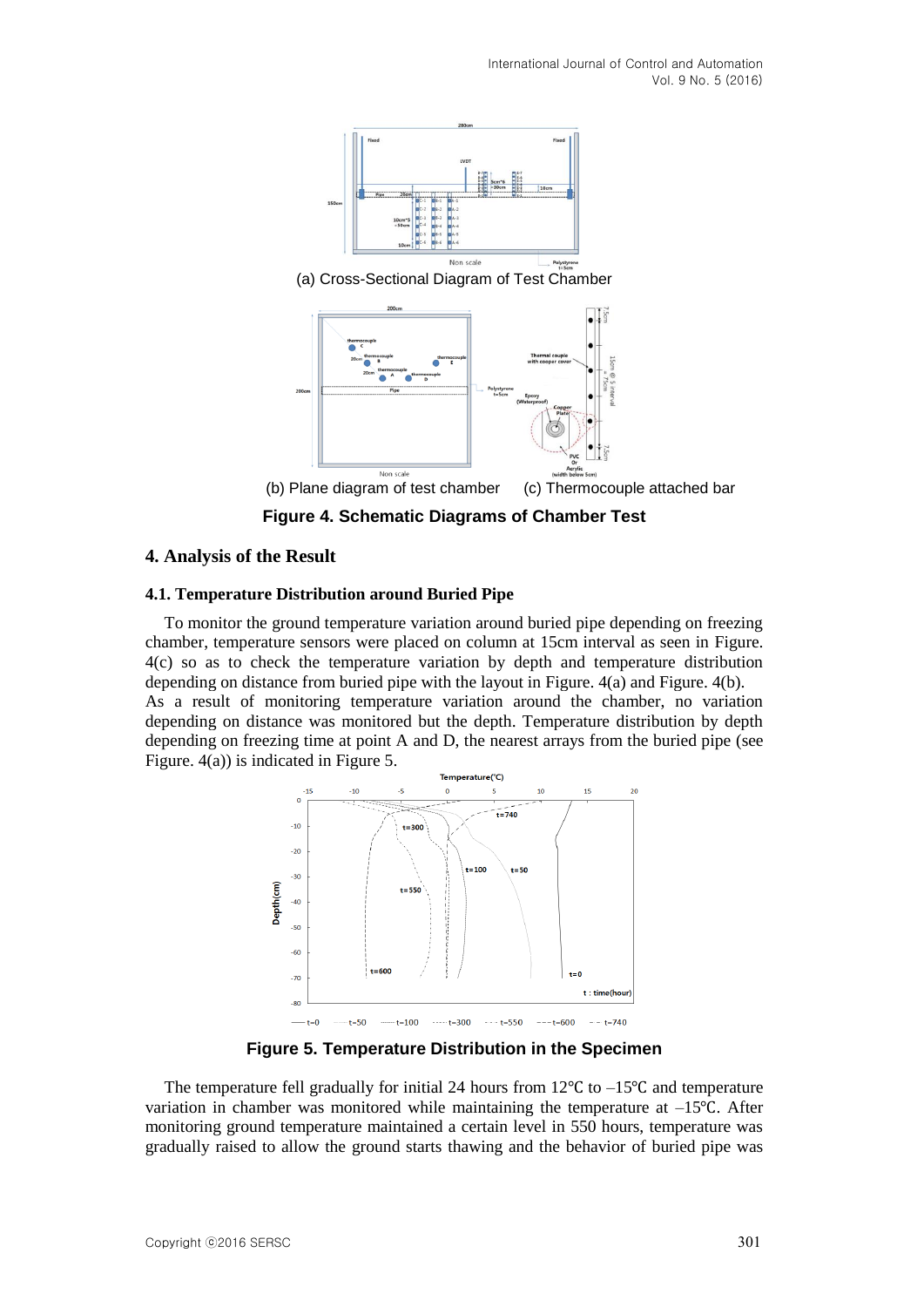(a) Cross-Sectional Diagram of Test Chamber

(b) Plane diagram of test chamber (c) Thermocouple attached bar

**Figure 4. Schematic Diagrams of Chamber Test**

## 4. Analysis of the Result

### 4.1. Temperature Distribution around Buried Pipe

To monitor the ground temperature variation around buried pipe depending on freezing chamber, temperature sensors were placed on column at 15cm interval as seen in Figure. 4(c) so as to check the temperature variation by depth and temperature distribution depending on distance from buried pipe with the layout in Figure. 4(a) and Figure. 4(b).
As a result of monitoring temperature variation around the chamber, no variation depending on distance was monitored but the depth. Temperature distribution by depth depending on freezing time at point A and D, the nearest arrays from the buried pipe (see Figure. 4(a)) is indicated in Figure 5.

**Figure 5. Temperature Distribution in the Specimen**

The temperature fell gradually for initial 24 hours from 12℃ to –15℃ and temperature variation in chamber was monitored while maintaining the temperature at –15℃. After monitoring ground temperature maintained a certain level in 550 hours, temperature was gradually raised to allow the ground starts thawing and the behavior of buried pipe was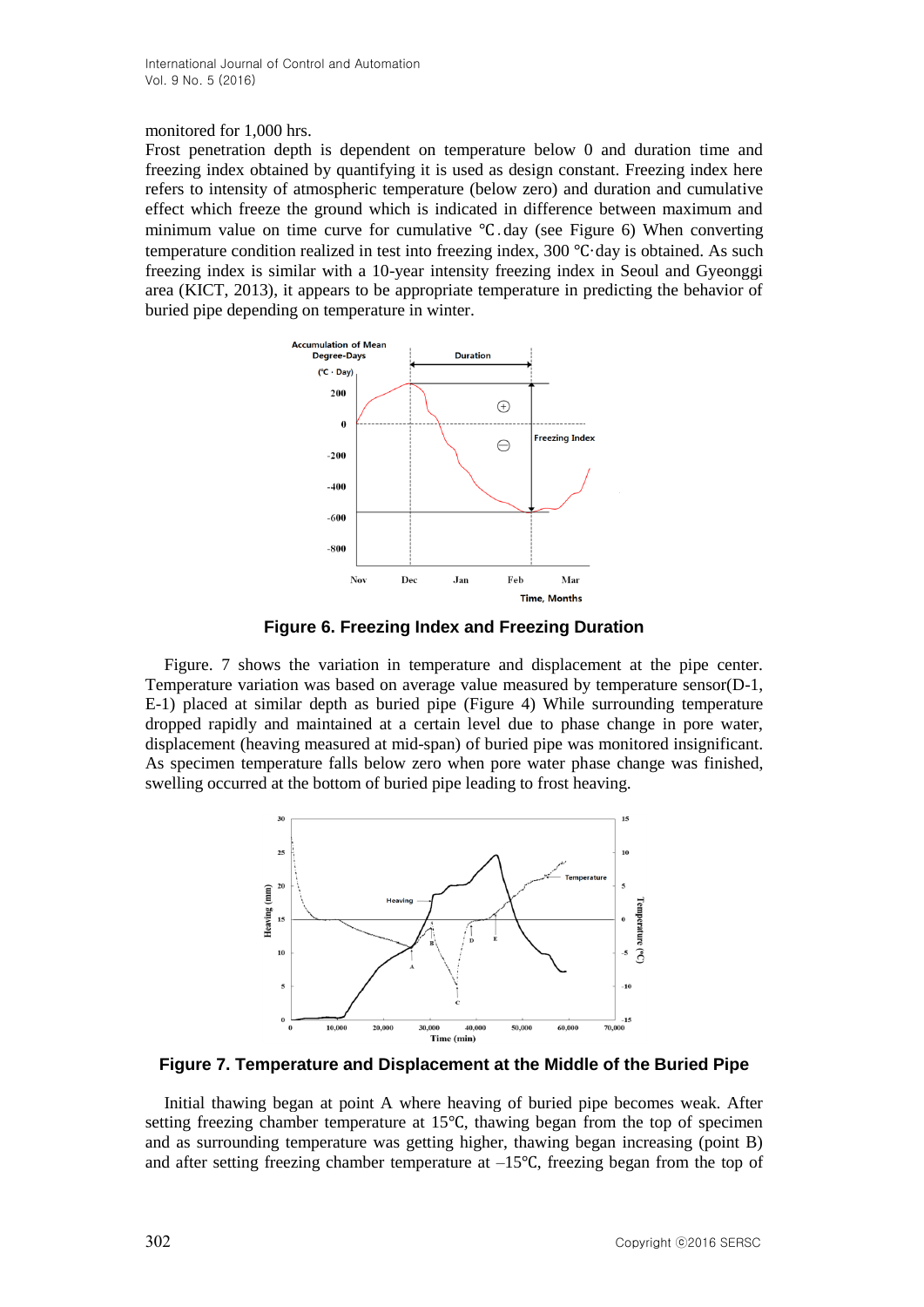monitored for 1,000 hrs.

Frost penetration depth is dependent on temperature below 0 and duration time and freezing index obtained by quantifying it is used as design constant. Freezing index here refers to intensity of atmospheric temperature (below zero) and duration and cumulative effect which freeze the ground which is indicated in difference between maximum and minimum value on time curve for cumulative ℃.day (see Figure 6) When converting temperature condition realized in test into freezing index, 300 ℃·day is obtained. As such freezing index is similar with a 10-year intensity freezing index in Seoul and Gyeonggi area (KICT, 2013), it appears to be appropriate temperature in predicting the behavior of buried pipe depending on temperature in winter.

**Figure 6. Freezing Index and Freezing Duration**

Figure. 7 shows the variation in temperature and displacement at the pipe center. Temperature variation was based on average value measured by temperature sensor(D-1, E-1) placed at similar depth as buried pipe (Figure 4) While surrounding temperature dropped rapidly and maintained at a certain level due to phase change in pore water, displacement (heaving measured at mid-span) of buried pipe was monitored insignificant. As specimen temperature falls below zero when pore water phase change was finished, swelling occurred at the bottom of buried pipe leading to frost heaving.

**Figure 7. Temperature and Displacement at the Middle of the Buried Pipe**

Initial thawing began at point A where heaving of buried pipe becomes weak. After setting freezing chamber temperature at 15℃, thawing began from the top of specimen and as surrounding temperature was getting higher, thawing began increasing (point B) and after setting freezing chamber temperature at –15℃, freezing began from the top of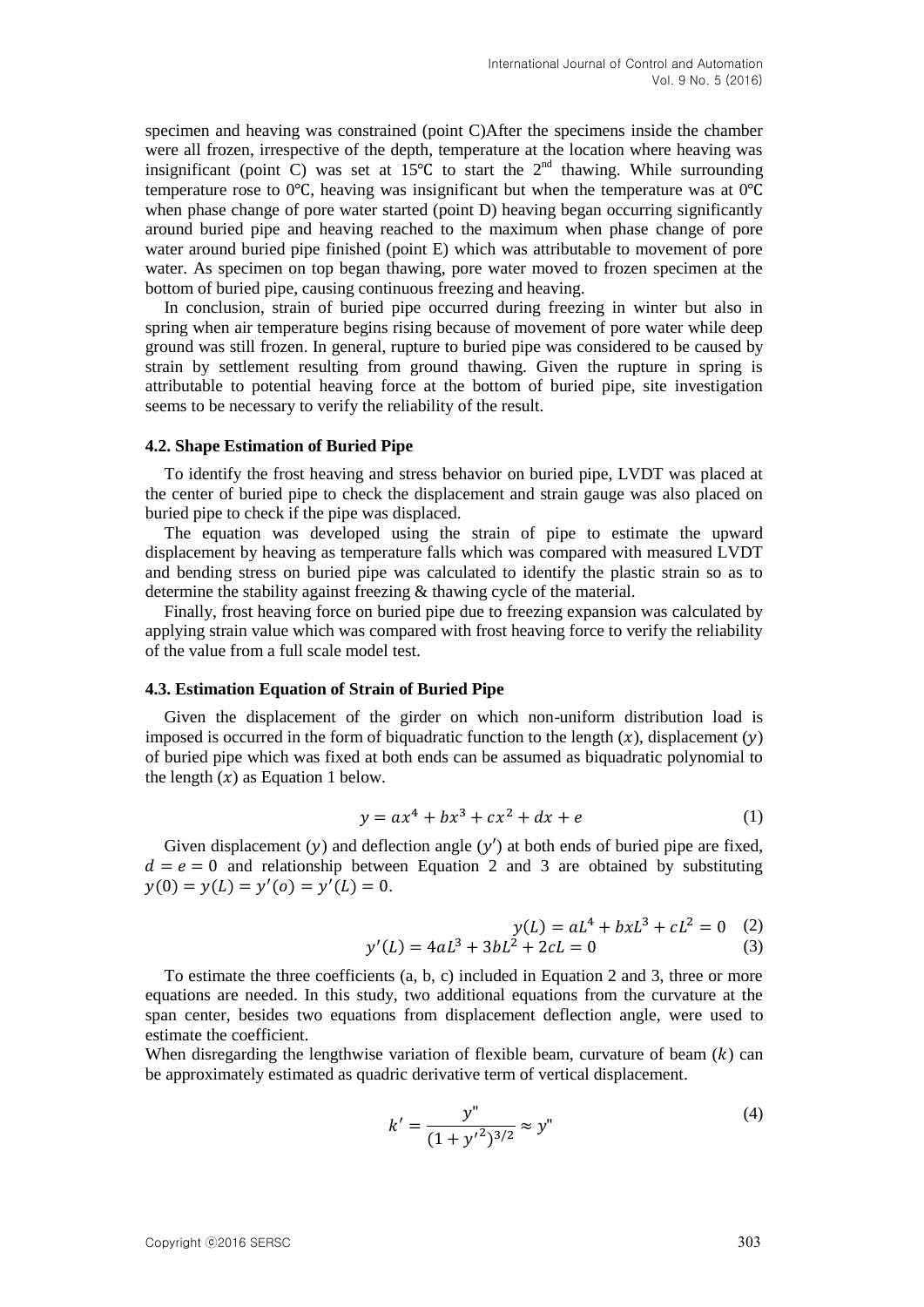specimen and heaving was constrained (point C)After the specimens inside the chamber were all frozen, irrespective of the depth, temperature at the location where heaving was insignificant (point C) was set at 15℃ to start the 2nd thawing. While surrounding temperature rose to 0℃, heaving was insignificant but when the temperature was at 0℃ when phase change of pore water started (point D) heaving began occurring significantly around buried pipe and heaving reached to the maximum when phase change of pore water around buried pipe finished (point E) which was attributable to movement of pore water. As specimen on top began thawing, pore water moved to frozen specimen at the bottom of buried pipe, causing continuous freezing and heaving.

In conclusion, strain of buried pipe occurred during freezing in winter but also in spring when air temperature begins rising because of movement of pore water while deep ground was still frozen. In general, rupture to buried pipe was considered to be caused by strain by settlement resulting from ground thawing. Given the rupture in spring is attributable to potential heaving force at the bottom of buried pipe, site investigation seems to be necessary to verify the reliability of the result.

### 4.2. Shape Estimation of Buried Pipe

To identify the frost heaving and stress behavior on buried pipe, LVDT was placed at the center of buried pipe to check the displacement and strain gauge was also placed on buried pipe to check if the pipe was displaced.

The equation was developed using the strain of pipe to estimate the upward displacement by heaving as temperature falls which was compared with measured LVDT and bending stress on buried pipe was calculated to identify the plastic strain so as to determine the stability against freezing & thawing cycle of the material.

Finally, frost heaving force on buried pipe due to freezing expansion was calculated by applying strain value which was compared with frost heaving force to verify the reliability of the value from a full scale model test.

### 4.3. Estimation Equation of Strain of Buried Pipe

Given the displacement of the girder on which non-uniform distribution load is imposed is occurred in the form of biquadratic function to the length ($x$), displacement ($y$) of buried pipe which was fixed at both ends can be assumed as biquadratic polynomial to the length ($x$) as Equation 1 below.

$$y = ax^4 + bx^3 + cx^2 + dx + e \tag{1}$$

Given displacement ($y$) and deflection angle ($y'$) at both ends of buried pipe are fixed, $d = e = 0$ and relationship between Equation 2 and 3 are obtained by substituting $y(0) = y(L) = y'(o) = y'(L) = 0$.

$$y(L) = aL^4 + bxL^3 + cL^2 = 0 \tag{2}$$

$$y'(L) = 4aL^3 + 3bL^2 + 2cL = 0 \tag{3}$$

To estimate the three coefficients (a, b, c) included in Equation 2 and 3, three or more equations are needed. In this study, two additional equations from the curvature at the span center, besides two equations from displacement deflection angle, were used to estimate the coefficient.

When disregarding the lengthwise variation of flexible beam, curvature of beam ($k$) can be approximately estimated as quadric derivative term of vertical displacement.

$$k' = \frac{y''}{(1 + y'^2)^{3/2}} \approx y'' \tag{4}$$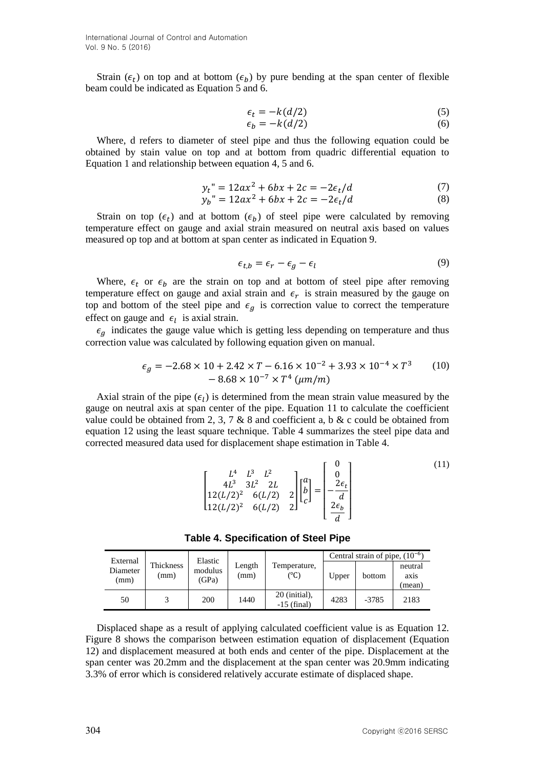Strain ($\epsilon_t$) on top and at bottom ($\epsilon_b$) by pure bending at the span center of flexible beam could be indicated as Equation 5 and 6.

$$\epsilon_t = -k(d/2) \tag{5}$$

$$\epsilon_b = -k(d/2) \tag{6}$$

Where, d refers to diameter of steel pipe and thus the following equation could be obtained by stain value on top and at bottom from quadric differential equation to Equation 1 and relationship between equation 4, 5 and 6.

$$y_t" = 12ax^2 + 6bx + 2c = -2\epsilon_t/d \tag{7}$$

$$y_b" = 12ax^2 + 6bx + 2c = -2\epsilon_t/d \tag{8}$$

Strain on top ($\epsilon_t$) and at bottom ($\epsilon_b$) of steel pipe were calculated by removing temperature effect on gauge and axial strain measured on neutral axis based on values measured op top and at bottom at span center as indicated in Equation 9.

$$\epsilon_{t,b} = \epsilon_r - \epsilon_g - \epsilon_l \tag{9}$$

Where, $\epsilon_t$ or $\epsilon_b$ are the strain on top and at bottom of steel pipe after removing temperature effect on gauge and axial strain and $\epsilon_r$ is strain measured by the gauge on top and bottom of the steel pipe and $\epsilon_g$ is correction value to correct the temperature effect on gauge and $\epsilon_l$ is axial strain.

$\epsilon_g$ indicates the gauge value which is getting less depending on temperature and thus correction value was calculated by following equation given on manual.

$$\epsilon_g = -2.68 \times 10 + 2.42 \times T - 6.16 \times 10^{-2} + 3.93 \times 10^{-4} \times T^3 - 8.68 \times 10^{-7} \times T^4 \ (\mu m/m) \tag{10}$$

Axial strain of the pipe ($\epsilon_l$) is determined from the mean strain value measured by the gauge on neutral axis at span center of the pipe. Equation 11 to calculate the coefficient value could be obtained from 2, 3, 7 & 8 and coefficient a, b & c could be obtained from equation 12 using the least square technique. Table 4 summarizes the steel pipe data and corrected measured data used for displacement shape estimation in Table 4.

$$\begin{bmatrix} L^4 & L^3 & L^2 \\ 4L^3 & 3L^2 & 2L \\ 12(L/2)^2 & 6(L/2) & 2 \\ 12(L/2)^2 & 6(L/2) & 2 \end{bmatrix} \begin{bmatrix} a \\ b \\ c \end{bmatrix} = \begin{bmatrix} 0 \\ 0 \\ -\dfrac{2\epsilon_t}{d} \\ \dfrac{2\epsilon_b}{d} \end{bmatrix} \tag{11}$$

**Table 4. Specification of Steel Pipe**

| External Diameter (mm) | Thickness (mm) | Elastic modulus (GPa) | Length (mm) | Temperature, (°C) | Central strain of pipe, $(10^{-6})$ | | |
|---|---|---|---|---|---|---|---|
| | | | | | Upper | bottom | neutral axis (mean) |
| 50 | 3 | 200 | 1440 | 20 (initial), -15 (final) | 4283 | -3785 | 2183 |

Displaced shape as a result of applying calculated coefficient value is as Equation 12. Figure 8 shows the comparison between estimation equation of displacement (Equation 12) and displacement measured at both ends and center of the pipe. Displacement at the span center was 20.2mm and the displacement at the span center was 20.9mm indicating 3.3% of error which is considered relatively accurate estimate of displaced shape.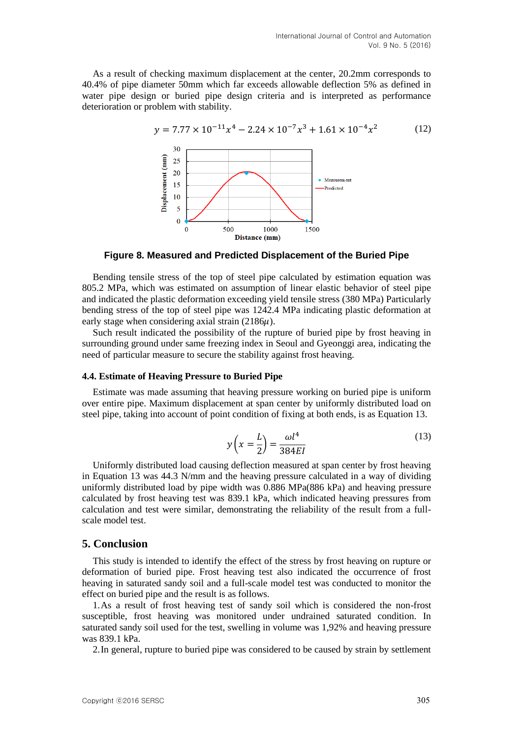As a result of checking maximum displacement at the center, 20.2mm corresponds to 40.4% of pipe diameter 50mm which far exceeds allowable deflection 5% as defined in water pipe design or buried pipe design criteria and is interpreted as performance deterioration or problem with stability.

$$y = 7.77 \times 10^{-11}x^4 - 2.24 \times 10^{-7}x^3 + 1.61 \times 10^{-4}x^2 \tag{12}$$

**Figure 8. Measured and Predicted Displacement of the Buried Pipe**

Bending tensile stress of the top of steel pipe calculated by estimation equation was 805.2 MPa, which was estimated on assumption of linear elastic behavior of steel pipe and indicated the plastic deformation exceeding yield tensile stress (380 MPa) Particularly bending stress of the top of steel pipe was 1242.4 MPa indicating plastic deformation at early stage when considering axial strain (2186$\mu$).

Such result indicated the possibility of the rupture of buried pipe by frost heaving in surrounding ground under same freezing index in Seoul and Gyeonggi area, indicating the need of particular measure to secure the stability against frost heaving.

### 4.4. Estimate of Heaving Pressure to Buried Pipe

Estimate was made assuming that heaving pressure working on buried pipe is uniform over entire pipe. Maximum displacement at span center by uniformly distributed load on steel pipe, taking into account of point condition of fixing at both ends, is as Equation 13.

$$y\left(x = \frac{L}{2}\right) = \frac{\omega l^4}{384EI} \tag{13}$$

Uniformly distributed load causing deflection measured at span center by frost heaving in Equation 13 was 44.3 N/mm and the heaving pressure calculated in a way of dividing uniformly distributed load by pipe width was 0.886 MPa(886 kPa) and heaving pressure calculated by frost heaving test was 839.1 kPa, which indicated heaving pressures from calculation and test were similar, demonstrating the reliability of the result from a full-scale model test.

## 5. Conclusion

This study is intended to identify the effect of the stress by frost heaving on rupture or deformation of buried pipe. Frost heaving test also indicated the occurrence of frost heaving in saturated sandy soil and a full-scale model test was conducted to monitor the effect on buried pipe and the result is as follows.

1. As a result of frost heaving test of sandy soil which is considered the non-frost susceptible, frost heaving was monitored under undrained saturated condition. In saturated sandy soil used for the test, swelling in volume was 1,92% and heaving pressure was 839.1 kPa.

2. In general, rupture to buried pipe was considered to be caused by strain by settlement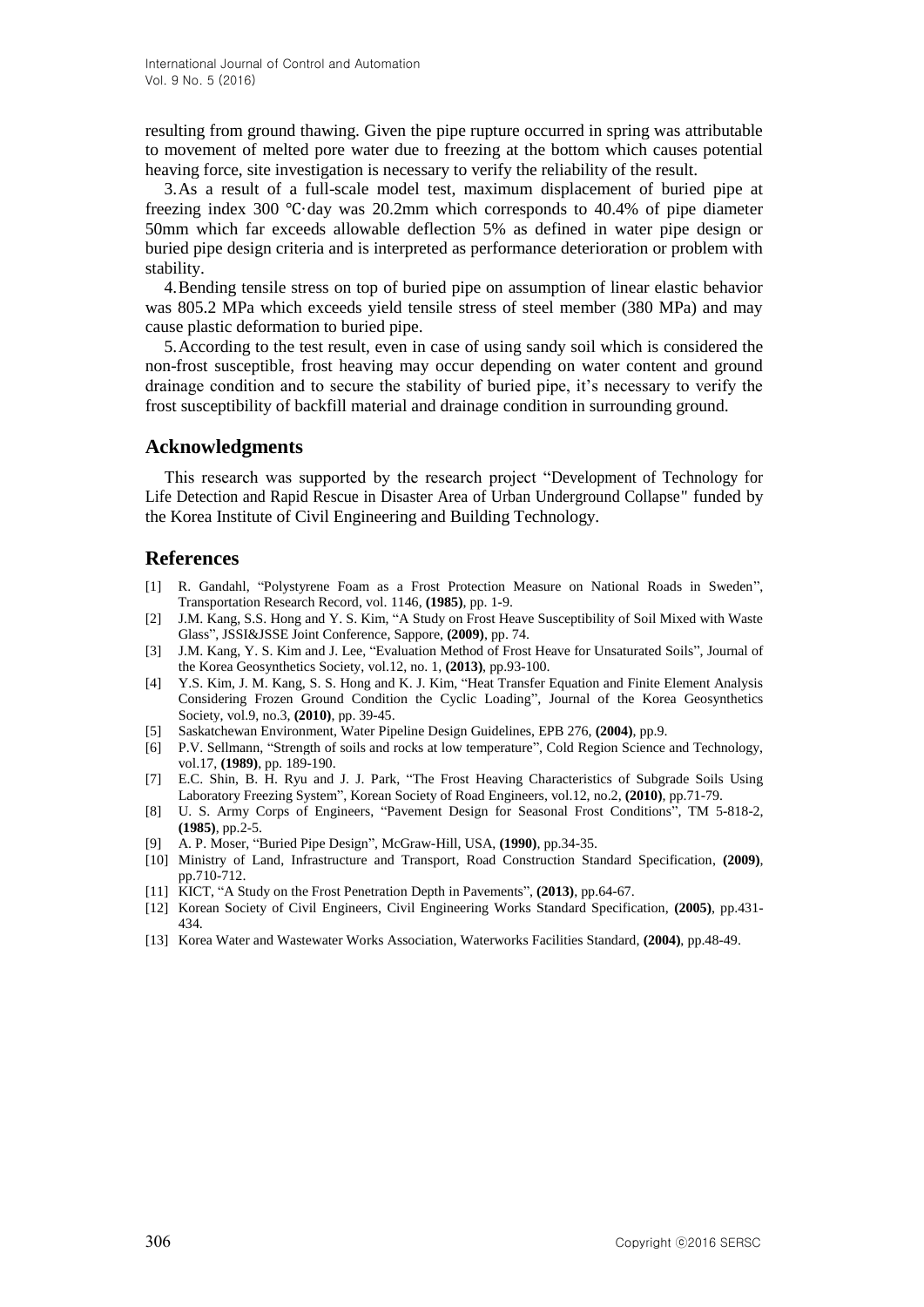resulting from ground thawing. Given the pipe rupture occurred in spring was attributable to movement of melted pore water due to freezing at the bottom which causes potential heaving force, site investigation is necessary to verify the reliability of the result.

3. As a result of a full-scale model test, maximum displacement of buried pipe at freezing index 300 ℃·day was 20.2mm which corresponds to 40.4% of pipe diameter 50mm which far exceeds allowable deflection 5% as defined in water pipe design or buried pipe design criteria and is interpreted as performance deterioration or problem with stability.

4. Bending tensile stress on top of buried pipe on assumption of linear elastic behavior was 805.2 MPa which exceeds yield tensile stress of steel member (380 MPa) and may cause plastic deformation to buried pipe.

5. According to the test result, even in case of using sandy soil which is considered the non-frost susceptible, frost heaving may occur depending on water content and ground drainage condition and to secure the stability of buried pipe, it's necessary to verify the frost susceptibility of backfill material and drainage condition in surrounding ground.

## Acknowledgments

This research was supported by the research project "Development of Technology for Life Detection and Rapid Rescue in Disaster Area of Urban Underground Collapse" funded by the Korea Institute of Civil Engineering and Building Technology.

## References

[1] R. Gandahl, "Polystyrene Foam as a Frost Protection Measure on National Roads in Sweden", Transportation Research Record, vol. 1146, **(1985)**, pp. 1-9.

[2] J.M. Kang, S.S. Hong and Y. S. Kim, "A Study on Frost Heave Susceptibility of Soil Mixed with Waste Glass", JSSI&JSSE Joint Conference, Sappore, **(2009)**, pp. 74.

[3] J.M. Kang, Y. S. Kim and J. Lee, "Evaluation Method of Frost Heave for Unsaturated Soils", Journal of the Korea Geosynthetics Society, vol.12, no. 1, **(2013)**, pp.93-100.

[4] Y.S. Kim, J. M. Kang, S. S. Hong and K. J. Kim, "Heat Transfer Equation and Finite Element Analysis Considering Frozen Ground Condition the Cyclic Loading", Journal of the Korea Geosynthetics Society, vol.9, no.3, **(2010)**, pp. 39-45.

[5] Saskatchewan Environment, Water Pipeline Design Guidelines, EPB 276, **(2004)**, pp.9.

[6] P.V. Sellmann, "Strength of soils and rocks at low temperature", Cold Region Science and Technology, vol.17, **(1989)**, pp. 189-190.

[7] E.C. Shin, B. H. Ryu and J. J. Park, "The Frost Heaving Characteristics of Subgrade Soils Using Laboratory Freezing System", Korean Society of Road Engineers, vol.12, no.2, **(2010)**, pp.71-79.

[8] U. S. Army Corps of Engineers, "Pavement Design for Seasonal Frost Conditions", TM 5-818-2, **(1985)**, pp.2-5.

[9] A. P. Moser, "Buried Pipe Design", McGraw-Hill, USA, **(1990)**, pp.34-35.

[10] Ministry of Land, Infrastructure and Transport, Road Construction Standard Specification, **(2009)**, pp.710-712.

[11] KICT, "A Study on the Frost Penetration Depth in Pavements", **(2013)**, pp.64-67.

[12] Korean Society of Civil Engineers, Civil Engineering Works Standard Specification, **(2005)**, pp.431-434.

[13] Korea Water and Wastewater Works Association, Waterworks Facilities Standard, **(2004)**, pp.48-49.